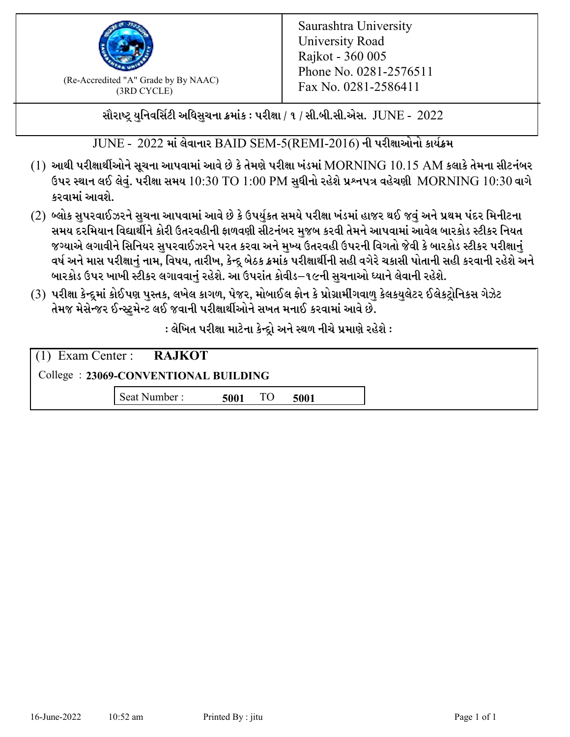(Re-Accredited "A" Grade by By NAAC)
(3RD CYCLE)

Saurashtra University
University Road
Rajkot - 360 005
Phone No. 0281-2576511
Fax No. 0281-2586411

**સૌરાષ્ટ્ર યુનિવર્સિટી અધિસુચના ક્રમાંક : પરીક્ષા / ૧ / સી.બી.સી.એસ. JUNE - 2022**

JUNE - 2022 માં લેવાનાર BAID SEM-5(REMI-2016) ની પરીક્ષાઓનો કાર્યક્રમ

(1) આથી પરીક્ષાર્થીઓને સૂચના આપવામાં આવે છે કે તેમણે પરીક્ષા ખંડમાં MORNING 10.15 AM કલાકે તેમના સીટનંબર ઉપર સ્થાન લઈ લેવું. પરીક્ષા સમય 10:30 TO 1:00 PM સુધીનો રહેશે પ્રશ્નપત્ર વહેચણી MORNING 10:30 વાગે કરવામાં આવશે.

(2) બ્લોક સુપરવાઈઝરને સુચના આપવામાં આવે છે કે ઉપર્યુકત સમયે પરીક્ષા ખંડમાં હાજર થઈ જવું અને પ્રથમ પંદર મિનીટના સમય દરમિયાન વિદ્યાર્થીને કોરી ઉતરવહીની ફાળવણી સીટનંબર મુજબ કરવી તેમને આપવામાં આવેલ બારકોડ સ્ટીકર નિયત જગ્યાએ લગાવીને સિનિયર સુપરવાઈઝરને પરત કરવા અને મુખ્ય ઉતરવહી ઉપરની વિગતો જેવી કે બારકોડ સ્ટીકર પરીક્ષાનું વર્ષ અને માસ પરીક્ષાનું નામ, વિષય, તારીખ, કેન્દ્ર બેઠક ક્રમાંક પરીક્ષાર્થીની સહી વગેરે ચકાસી પોતાની સહી કરવાની રહેશે અને બારકોડ ઉપર ખાખી સ્ટીકર લગાવવાનું રહેશે. આ ઉપરાંત કોવીડ–૧૯ની સુચનાઓ ધ્યાને લેવાની રહેશે.

(3) પરીક્ષા કેન્દ્રમાં કોઈપણ પુસ્તક, લખેલ કાગળ, પેજર, મોબાઈલ ફોન કે પ્રોગ્રામીંગવાળુ કેલકયુલેટર ઈલેકટ્રોનિકસ ગેઝેટ તેમજ મેસેન્જર ઈન્સ્ટ્રુમેન્ટ લઈ જવાની પરીક્ષાર્થીઓને સખત મનાઈ કરવામાં આવે છે.

**: લેખિત પરીક્ષા માટેના કેન્દ્રો અને સ્થળ નીચે પ્રમાણે રહેશે :**

(1) Exam Center : **RAJKOT**

College : **23069-CONVENTIONAL BUILDING**

| Seat Number : | **5001** | TO | **5001** |
|---|---|---|---|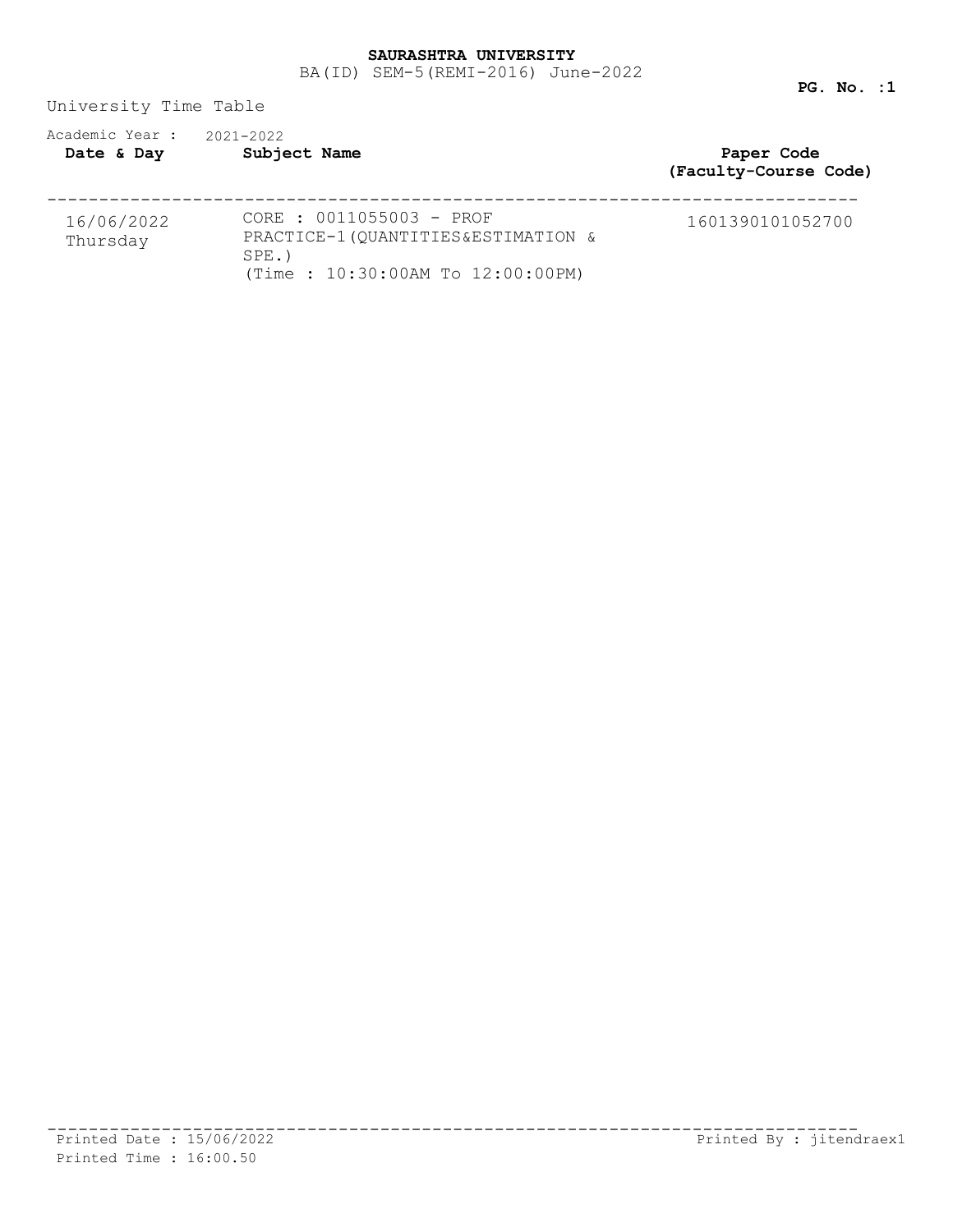**SAURASHTRA UNIVERSITY**

BA(ID) SEM-5(REMI-2016) June-2022

University Time Table

Academic Year : 2021-2022

| Date & Day | Subject Name | Paper Code (Faculty-Course Code) |
|---|---|---|
| 16/06/2022 Thursday | CORE : 0011055003 - PROF PRACTICE-1(QUANTITIES&ESTIMATION & SPE.) (Time : 10:30:00AM To 12:00:00PM) | 1601390101052700 |

Printed Date : 15/06/2022

Printed Time : 16:00.50

Printed By : jitendraex1